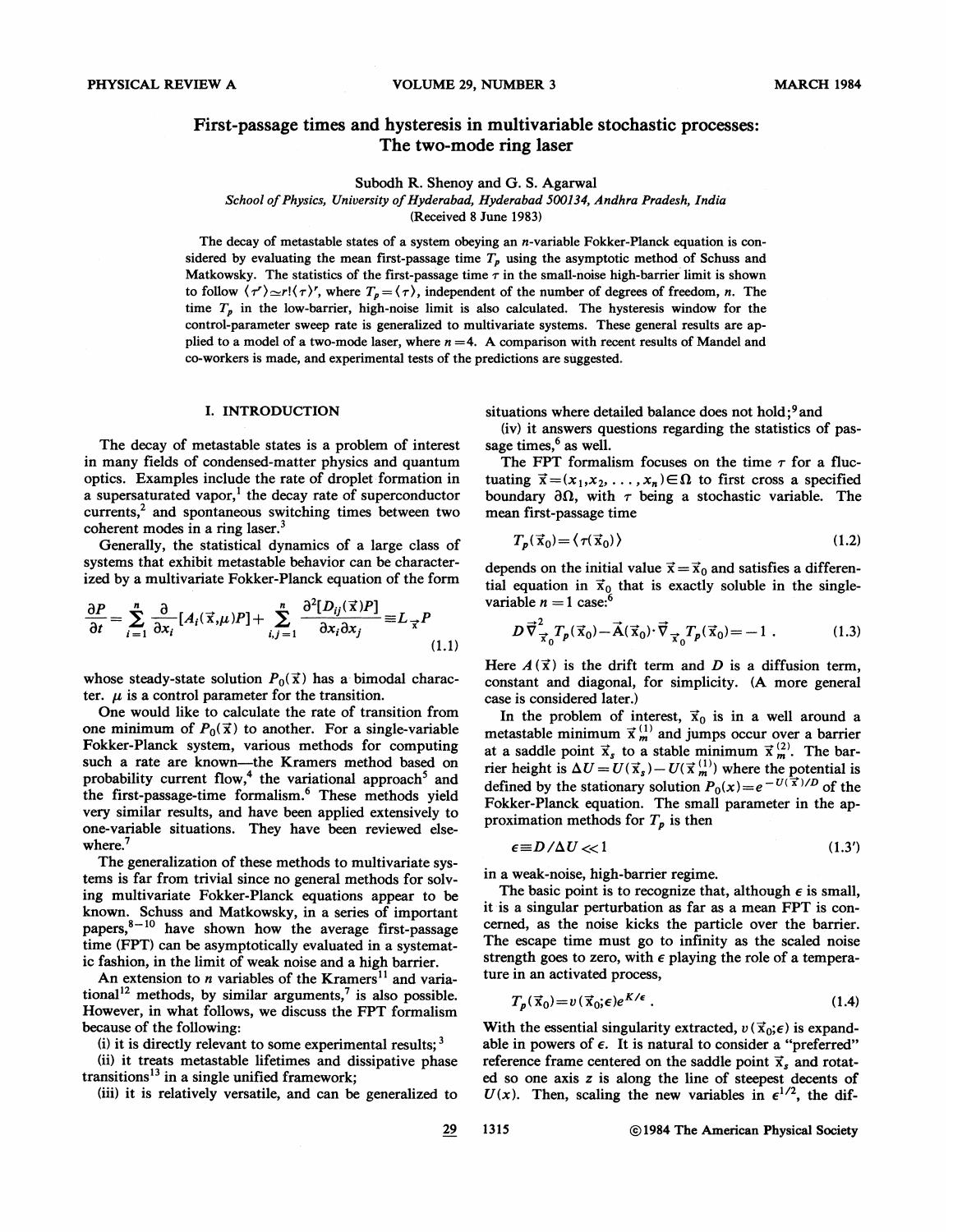# First-passage times and hysteresis in multivariable stochastic processes: The two-mode ring laser

Subodh R. Shenoy and G. S. Agarwal

*School of Physics, University of Hyderabad, Hyderabad 500134, Andhra Pradesh, India*

(Received 8 June 1983)

The decay of metastable states of a system obeying an $n$-variable Fokker-Planck equation is considered by evaluating the mean first-passage time $T_p$ using the asymptotic method of Schuss and Matkowsky. The statistics of the first-passage time $\tau$ in the small-noise high-barrier limit is shown to follow $\langle \tau^r \rangle \simeq r! \langle \tau \rangle^r$, where $T_p = \langle \tau \rangle$, independent of the number of degrees of freedom, $n$. The time $T_p$ in the low-barrier, high-noise limit is also calculated. The hysteresis window for the control-parameter sweep rate is generalized to multivariate systems. These general results are applied to a model of a two-mode laser, where $n=4$. A comparison with recent results of Mandel and co-workers is made, and experimental tests of the predictions are suggested.

## I. INTRODUCTION

The decay of metastable states is a problem of interest in many fields of condensed-matter physics and quantum optics. Examples include the rate of droplet formation in a supersaturated vapor,[1] the decay rate of superconductor currents,[2] and spontaneous switching times between two coherent modes in a ring laser.[3]

Generally, the statistical dynamics of a large class of systems that exhibit metastable behavior can be characterized by a multivariate Fokker-Planck equation of the form

$$\frac{\partial P}{\partial t} = \sum_{i=1}^{n} \frac{\partial}{\partial x_i}[A_i(\vec{x},\mu)P] + \sum_{i,j=1}^{n} \frac{\partial^2 [D_{ij}(\vec{x})P]}{\partial x_i \partial x_j} \equiv L_{\vec{x}} P \tag{1.1}$$

whose steady-state solution $P_0(\vec{x})$ has a bimodal character. $\mu$ is a control parameter for the transition.

One would like to calculate the rate of transition from one minimum of $P_0(\vec{x})$ to another. For a single-variable Fokker-Planck system, various methods for computing such a rate are known—the Kramers method based on probability current flow,[4] the variational approach[5] and the first-passage-time formalism.[6] These methods yield very similar results, and have been applied extensively to one-variable situations. They have been reviewed elsewhere.[7]

The generalization of these methods to multivariate systems is far from trivial since no general methods for solving multivariate Fokker-Planck equations appear to be known. Schuss and Matkowsky, in a series of important papers,[8–10] have shown how the average first-passage time (FPT) can be asymptotically evaluated in a systematic fashion, in the limit of weak noise and a high barrier.

An extension to $n$ variables of the Kramers[11] and variational[12] methods, by similar arguments,[7] is also possible. However, in what follows, we discuss the FPT formalism because of the following:

(i) it is directly relevant to some experimental results;[3]

(ii) it treats metastable lifetimes and dissipative phase transitions[13] in a single unified framework;

(iii) it is relatively versatile, and can be generalized to situations where detailed balance does not hold;[9] and

(iv) it answers questions regarding the statistics of passage times,[6] as well.

The FPT formalism focuses on the time $\tau$ for a fluctuating $\vec{x}=(x_1,x_2,\ldots,x_n)\in\Omega$ to first cross a specified boundary $\partial\Omega$, with $\tau$ being a stochastic variable. The mean first-passage time

$$T_p(\vec{x}_0) = \langle \tau(\vec{x}_0) \rangle \tag{1.2}$$

depends on the initial value $\vec{x}=\vec{x}_0$ and satisfies a differential equation in $\vec{x}_0$ that is exactly soluble in the single-variable $n=1$ case:[6]

$$D\vec{\nabla}^2_{\vec{x}_0} T_p(\vec{x}_0) - \vec{A}(\vec{x}_0)\cdot\vec{\nabla}_{\vec{x}_0} T_p(\vec{x}_0) = -1 \ . \tag{1.3}$$

Here $A(\vec{x})$ is the drift term and $D$ is a diffusion term, constant and diagonal, for simplicity. (A more general case is considered later.)

In the problem of interest, $\vec{x}_0$ is in a well around a metastable minimum $\vec{x}_m^{(1)}$ and jumps occur over a barrier at a saddle point $\vec{x}_s$ to a stable minimum $\vec{x}_m^{(2)}$. The barrier height is $\Delta U = U(\vec{x}_s) - U(\vec{x}_m^{(1)})$ where the potential is defined by the stationary solution $P_0(x)=e^{-U(\vec{x})/D}$ of the Fokker-Planck equation. The small parameter in the approximation methods for $T_p$ is then

$$\epsilon \equiv D/\Delta U \ll 1 \tag{1.3'}$$

in a weak-noise, high-barrier regime.

The basic point is to recognize that, although $\epsilon$ is small, it is a singular perturbation as far as a mean FPT is concerned, as the noise kicks the particle over the barrier. The escape time must go to infinity as the scaled noise strength goes to zero, with $\epsilon$ playing the role of a temperature in an activated process,

$$T_p(\vec{x}_0) = v(\vec{x}_0;\epsilon)e^{K/\epsilon} \ . \tag{1.4}$$

With the essential singularity extracted, $v(\vec{x}_0;\epsilon)$ is expandable in powers of $\epsilon$. It is natural to consider a "preferred" reference frame centered on the saddle point $\vec{x}_s$ and rotated so one axis $z$ is along the line of steepest decents of $U(x)$. Then, scaling the new variables in $\epsilon^{1/2}$, the dif-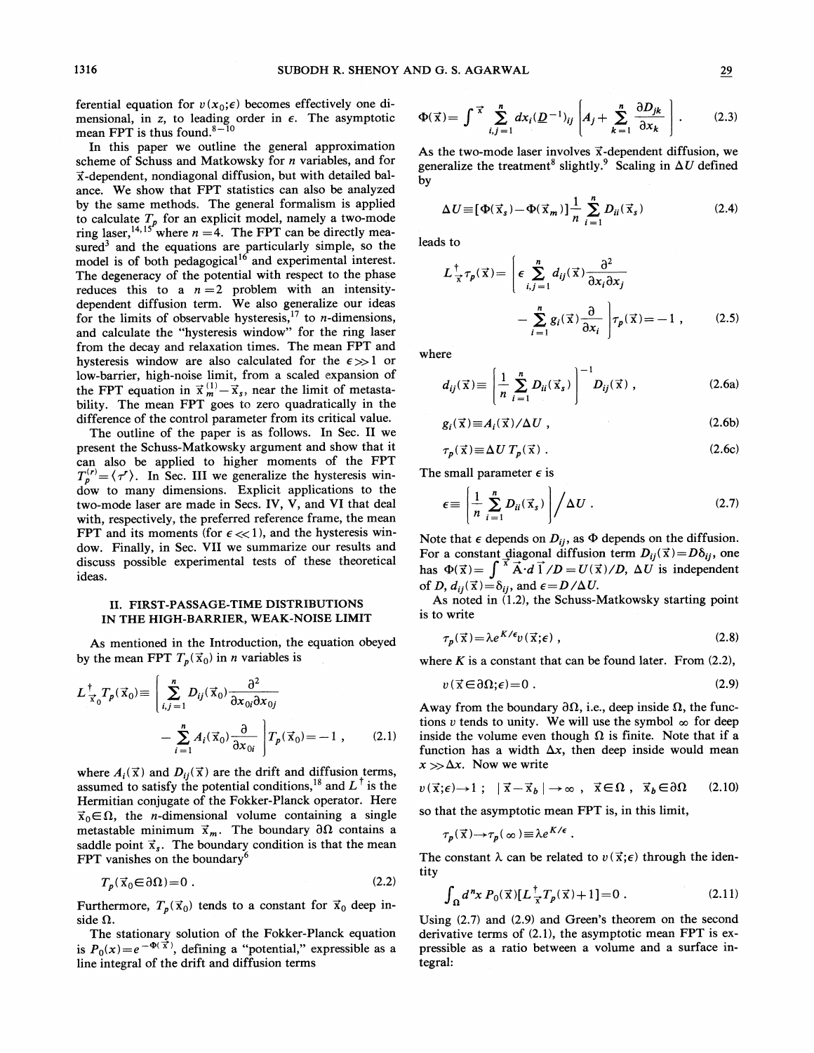ferential equation for $v(x_0;\epsilon)$ becomes effectively one dimensional, in $z$, to leading order in $\epsilon$. The asymptotic mean FPT is thus found.[8-10]

In this paper we outline the general approximation scheme of Schuss and Matkowsky for $n$ variables, and for $\vec{x}$-dependent, nondiagonal diffusion, but with detailed balance. We show that FPT statistics can also be analyzed by the same methods. The general formalism is applied to calculate $T_p$ for an explicit model, namely a two-mode ring laser,[14,15] where $n=4$. The FPT can be directly measured[3] and the equations are particularly simple, so the model is of both pedagogical[16] and experimental interest. The degeneracy of the potential with respect to the phase reduces this to a $n=2$ problem with an intensity-dependent diffusion term. We also generalize our ideas for the limits of observable hysteresis,[17] to $n$-dimensions, and calculate the "hysteresis window" for the ring laser from the decay and relaxation times. The mean FPT and hysteresis window are also calculated for the $\epsilon \gg 1$ or low-barrier, high-noise limit, from a scaled expansion of the FPT equation in $\vec{x}_m^{(1)} - \vec{x}_s$, near the limit of metastability. The mean FPT goes to zero quadratically in the difference of the control parameter from its critical value.

The outline of the paper is as follows. In Sec. II we present the Schuss-Matkowsky argument and show that it can also be applied to higher moments of the FPT $T_p^{(r)} = \langle \tau^r \rangle$. In Sec. III we generalize the hysteresis window to many dimensions. Explicit applications to the two-mode laser are made in Secs. IV, V, and VI that deal with, respectively, the preferred reference frame, the mean FPT and its moments (for $\epsilon \ll 1$), and the hysteresis window. Finally, in Sec. VII we summarize our results and discuss possible experimental tests of these theoretical ideas.

## II. FIRST-PASSAGE-TIME DISTRIBUTIONS IN THE HIGH-BARRIER, WEAK-NOISE LIMIT

As mentioned in the Introduction, the equation obeyed by the mean FPT $T_p(\vec{x}_0)$ in $n$ variables is

$$L_{\vec{x}_0}^{\dagger} T_p(\vec{x}_0) \equiv \left[ \sum_{i,j=1}^{n} D_{ij}(\vec{x}_0) \frac{\partial^2}{\partial x_{0i} \partial x_{0j}} - \sum_{i=1}^{n} A_i(\vec{x}_0) \frac{\partial}{\partial x_{0i}} \right] T_p(\vec{x}_0) = -1 , \tag{2.1}$$

where $A_i(\vec{x})$ and $D_{ij}(\vec{x})$ are the drift and diffusion terms, assumed to satisfy the potential conditions,[18] and $L^{\dagger}$ is the Hermitian conjugate of the Fokker-Planck operator. Here $\vec{x}_0 \in \Omega$, the $n$-dimensional volume containing a single metastable minimum $\vec{x}_m$. The boundary $\partial\Omega$ contains a saddle point $\vec{x}_s$. The boundary condition is that the mean FPT vanishes on the boundary[6]

$$T_p(\vec{x}_0 \in \partial\Omega) = 0 . \tag{2.2}$$

Furthermore, $T_p(\vec{x}_0)$ tends to a constant for $\vec{x}_0$ deep inside $\Omega$.

The stationary solution of the Fokker-Planck equation is $P_0(x) = e^{-\Phi(\vec{x})}$, defining a "potential," expressible as a line integral of the drift and diffusion terms

$$\Phi(\vec{x}) = \int^{\vec{x}} \sum_{i,j=1}^{n} dx_i (\underline{D}^{-1})_{ij} \left[ A_j + \sum_{k=1}^{n} \frac{\partial D_{jk}}{\partial x_k} \right] . \tag{2.3}$$

As the two-mode laser involves $\vec{x}$-dependent diffusion, we generalize the treatment[8] slightly.[9] Scaling in $\Delta U$ defined by

$$\Delta U \equiv [\Phi(\vec{x}_s) - \Phi(\vec{x}_m)] \frac{1}{n} \sum_{i=1}^{n} D_{ii}(\vec{x}_s) \tag{2.4}$$

leads to

$$L_{\vec{x}}^{\dagger} \tau_p(\vec{x}) = \left[ \epsilon \sum_{i,j=1}^{n} d_{ij}(\vec{x}) \frac{\partial^2}{\partial x_i \partial x_j} - \sum_{i=1}^{n} g_i(\vec{x}) \frac{\partial}{\partial x_i} \right] \tau_p(\vec{x}) = -1 , \tag{2.5}$$

where

$$d_{ij}(\vec{x}) \equiv \left[ \frac{1}{n} \sum_{i=1}^{n} D_{ii}(\vec{x}_s) \right]^{-1} D_{ij}(\vec{x}) , \tag{2.6a}$$

$$g_i(\vec{x}) \equiv A_i(\vec{x}) / \Delta U , \tag{2.6b}$$

$$\tau_p(\vec{x}) \equiv \Delta U \, T_p(\vec{x}) . \tag{2.6c}$$

The small parameter $\epsilon$ is

$$\epsilon \equiv \left[ \frac{1}{n} \sum_{i=1}^{n} D_{ii}(\vec{x}_s) \right] \bigg/ \Delta U . \tag{2.7}$$

Note that $\epsilon$ depends on $D_{ij}$, as $\Phi$ depends on the diffusion. For a constant diagonal diffusion term $D_{ij}(\vec{x}) = D\delta_{ij}$, one has $\Phi(\vec{x}) = \int^{\vec{x}} \vec{A} \cdot d\vec{l} / D = U(\vec{x})/D$, $\Delta U$ is independent of $D$, $d_{ij}(\vec{x}) = \delta_{ij}$, and $\epsilon = D/\Delta U$.

As noted in (1.2), the Schuss-Matkowsky starting point is to write

$$\tau_p(\vec{x}) = \lambda e^{K/\epsilon} v(\vec{x};\epsilon) , \tag{2.8}$$

where $K$ is a constant that can be found later. From (2.2),

$$v(\vec{x} \in \partial\Omega;\epsilon) = 0 . \tag{2.9}$$

Away from the boundary $\partial\Omega$, i.e., deep inside $\Omega$, the functions $v$ tends to unity. We will use the symbol $\infty$ for deep inside the volume even though $\Omega$ is finite. Note that if a function has a width $\Delta x$, then deep inside would mean $x \gg \Delta x$. Now we write

$$v(\vec{x};\epsilon) \to 1 ; \quad |\vec{x} - \vec{x}_b| \to \infty , \quad \vec{x} \in \Omega , \quad \vec{x}_b \in \partial\Omega \tag{2.10}$$

so that the asymptotic mean FPT is, in this limit,

$$\tau_p(\vec{x}) \to \tau_p(\infty) \equiv \lambda e^{K/\epsilon} .$$

The constant $\lambda$ can be related to $v(\vec{x};\epsilon)$ through the identity

$$\int_{\Omega} d^n x \, P_0(\vec{x}) [L_{\vec{x}}^{\dagger} T_p(\vec{x}) + 1] = 0 . \tag{2.11}$$

Using (2.7) and (2.9) and Green's theorem on the second derivative terms of (2.1), the asymptotic mean FPT is expressible as a ratio between a volume and a surface integral: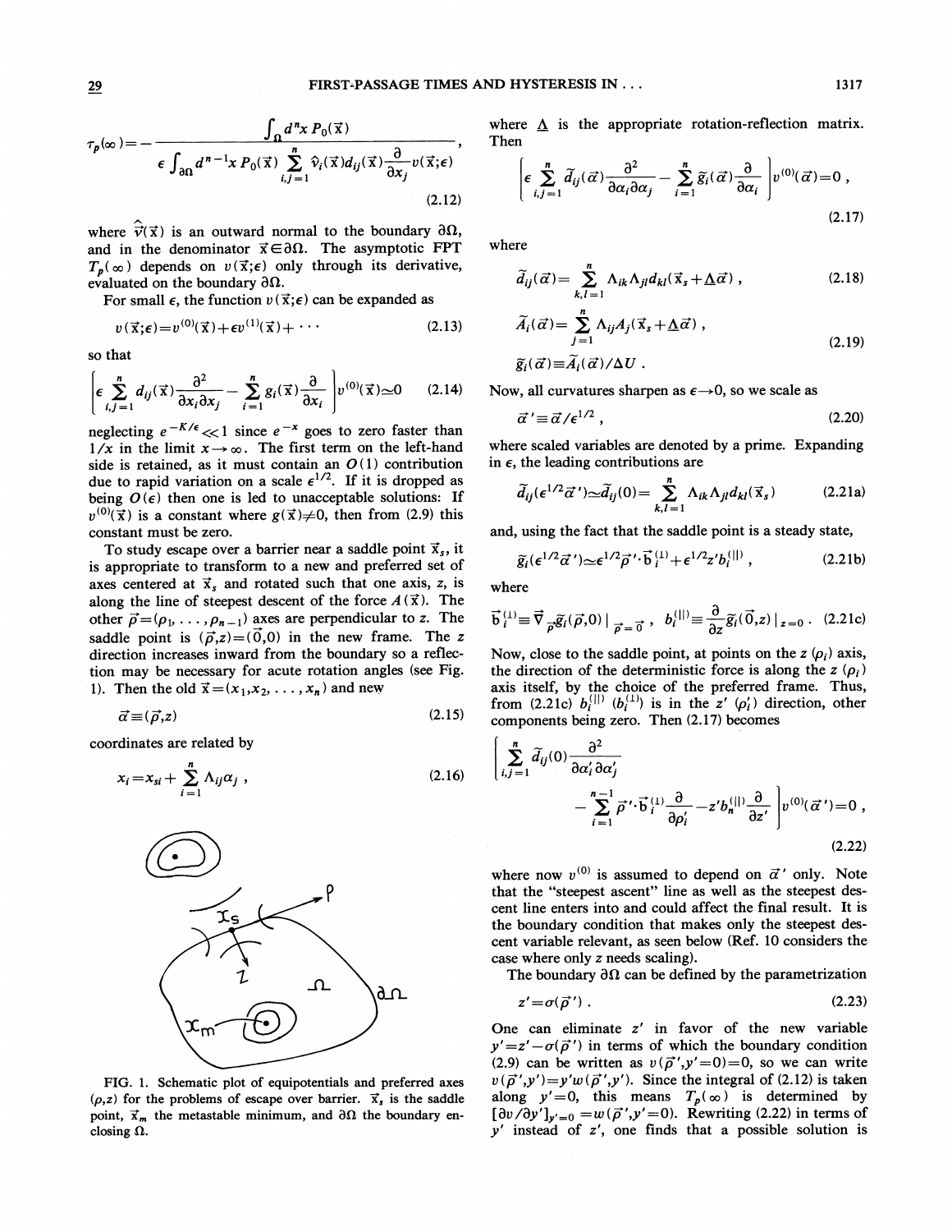$$\tau_p(\infty) = -\frac{\int_\Omega d^n x\, P_0(\vec{x})}{\epsilon \int_{\partial\Omega} d^{n-1}x\, P_0(\vec{x}) \sum_{i,j=1}^{n} \hat{\nu}_i(\vec{x}) d_{ij}(\vec{x}) \frac{\partial}{\partial x_j} v(\vec{x};\epsilon)}, \tag{2.12}$$

where $\hat{\nu}(\vec{x})$ is an outward normal to the boundary $\partial\Omega$, and in the denominator $\vec{x} \in \partial\Omega$. The asymptotic FPT $T_p(\infty)$ depends on $v(\vec{x};\epsilon)$ only through its derivative, evaluated on the boundary $\partial\Omega$.

For small $\epsilon$, the function $v(\vec{x};\epsilon)$ can be expanded as

$$v(\vec{x};\epsilon) = v^{(0)}(\vec{x}) + \epsilon v^{(1)}(\vec{x}) + \cdots \tag{2.13}$$

so that

$$\left[\epsilon \sum_{i,j=1}^{n} d_{ij}(\vec{x}) \frac{\partial^2}{\partial x_i \partial x_j} - \sum_{i=1}^{n} g_i(\vec{x}) \frac{\partial}{\partial x_i}\right] v^{(0)}(\vec{x}) \simeq 0 \tag{2.14}$$

neglecting $e^{-K/\epsilon} \ll 1$ since $e^{-x}$ goes to zero faster than $1/x$ in the limit $x \to \infty$. The first term on the left-hand side is retained, as it must contain an $O(1)$ contribution due to rapid variation on a scale $\epsilon^{1/2}$. If it is dropped as being $O(\epsilon)$ then one is led to unacceptable solutions: If $v^{(0)}(\vec{x})$ is a constant where $g(\vec{x}) \neq 0$, then from (2.9) this constant must be zero.

To study escape over a barrier near a saddle point $\vec{x}_s$, it is appropriate to transform to a new and preferred set of axes centered at $\vec{x}_s$ and rotated such that one axis, $z$, is along the line of steepest descent of the force $A(\vec{x})$. The other $\vec{\rho} = (\rho_1, \ldots, \rho_{n-1})$ axes are perpendicular to $z$. The saddle point is $(\vec{\rho}, z) = (\vec{0}, 0)$ in the new frame. The $z$ direction increases inward from the boundary so a reflection may be necessary for acute rotation angles (see Fig. 1). Then the old $\vec{x} = (x_1, x_2, \ldots, x_n)$ and new

$$\vec{\alpha} \equiv (\vec{\rho}, z) \tag{2.15}$$

coordinates are related by

$$x_i = x_{si} + \sum_{i=1}^{n} \Lambda_{ij} \alpha_j, \tag{2.16}$$

FIG. 1. Schematic plot of equipotentials and preferred axes $(\rho, z)$ for the problems of escape over barrier. $\vec{x}_s$ is the saddle point, $\vec{x}_m$ the metastable minimum, and $\partial\Omega$ the boundary enclosing $\Omega$.

where $\underline{\Lambda}$ is the appropriate rotation-reflection matrix. Then

$$\left[\epsilon \sum_{i,j=1}^{n} \tilde{d}_{ij}(\vec{\alpha}) \frac{\partial^2}{\partial \alpha_i \partial \alpha_j} - \sum_{i=1}^{n} \tilde{g}_i(\vec{\alpha}) \frac{\partial}{\partial \alpha_i}\right] v^{(0)}(\vec{\alpha}) = 0, \tag{2.17}$$

where

$$\tilde{d}_{ij}(\vec{\alpha}) = \sum_{k,l=1}^{n} \Lambda_{ik} \Lambda_{jl} d_{kl}(\vec{x}_s + \underline{\Lambda}\vec{\alpha}), \tag{2.18}$$

$$\tilde{A}_i(\vec{\alpha}) = \sum_{j=1}^{n} \Lambda_{ij} A_j(\vec{x}_s + \underline{\Lambda}\vec{\alpha}),$$
$$\tilde{g}_i(\vec{\alpha}) \equiv \tilde{A}_i(\vec{\alpha})/\Delta U. \tag{2.19}$$

Now, all curvatures sharpen as $\epsilon \to 0$, so we scale as

$$\vec{\alpha}' \equiv \vec{\alpha}/\epsilon^{1/2}, \tag{2.20}$$

where scaled variables are denoted by a prime. Expanding in $\epsilon$, the leading contributions are

$$\tilde{d}_{ij}(\epsilon^{1/2}\vec{\alpha}') \simeq \tilde{d}_{ij}(0) = \sum_{k,l=1}^{n} \Lambda_{ik} \Lambda_{jl} d_{kl}(\vec{x}_s) \tag{2.21a}$$

and, using the fact that the saddle point is a steady state,

$$\tilde{g}_i(\epsilon^{1/2}\vec{\alpha}') \simeq \epsilon^{1/2} \vec{\rho}' \cdot \vec{b}_i^{(\perp)} + \epsilon^{1/2} z' b_i^{(\parallel)}, \tag{2.21b}$$

where

$$\vec{b}_i^{(\perp)} \equiv \vec{\nabla}_{\vec{\rho}} \tilde{g}_i(\vec{\rho}, 0) \big|_{\vec{\rho} = \vec{0}}, \quad b_i^{(\parallel)} \equiv \frac{\partial}{\partial z} \tilde{g}_i(\vec{0}, z) \big|_{z=0}. \tag{2.21c}$$

Now, close to the saddle point, at points on the $z$ $(\rho_i)$ axis, the direction of the deterministic force is along the $z$ $(\rho_i)$ axis itself, by the choice of the preferred frame. Thus, from (2.21c) $b_i^{(\parallel)}$ $(\vec{b}_i^{(\perp)})$ is in the $z'$ $(\rho_i')$ direction, other components being zero. Then (2.17) becomes

$$\left[\sum_{i,j=1}^{n} \tilde{d}_{ij}(0) \frac{\partial^2}{\partial \alpha_i' \partial \alpha_j'} - \sum_{i=1}^{n-1} \vec{\rho}' \cdot \vec{b}_i^{(\perp)} \frac{\partial}{\partial \rho_i'} - z' b_n^{(\parallel)} \frac{\partial}{\partial z'}\right] v^{(0)}(\vec{\alpha}') = 0, \tag{2.22}$$

where now $v^{(0)}$ is assumed to depend on $\vec{\alpha}'$ only. Note that the "steepest ascent" line as well as the steepest descent line enters into and could affect the final result. It is the boundary condition that makes only the steepest descent variable relevant, as seen below (Ref. 10 considers the case where only $z$ needs scaling).

The boundary $\partial\Omega$ can be defined by the parametrization

$$z' = \sigma(\vec{\rho}'). \tag{2.23}$$

One can eliminate $z'$ in favor of the new variable $y' = z' - \sigma(\vec{\rho}')$ in terms of which the boundary condition (2.9) can be written as $v(\vec{\rho}', y' = 0) = 0$, so we can write $v(\vec{\rho}', y') = y' w(\vec{\rho}', y')$. Since the integral of (2.12) is taken along $y' = 0$, this means $T_p(\infty)$ is determined by $[\partial v/\partial y']_{y'=0} = w(\vec{\rho}', y' = 0)$. Rewriting (2.22) in terms of $y'$ instead of $z'$, one finds that a possible solution is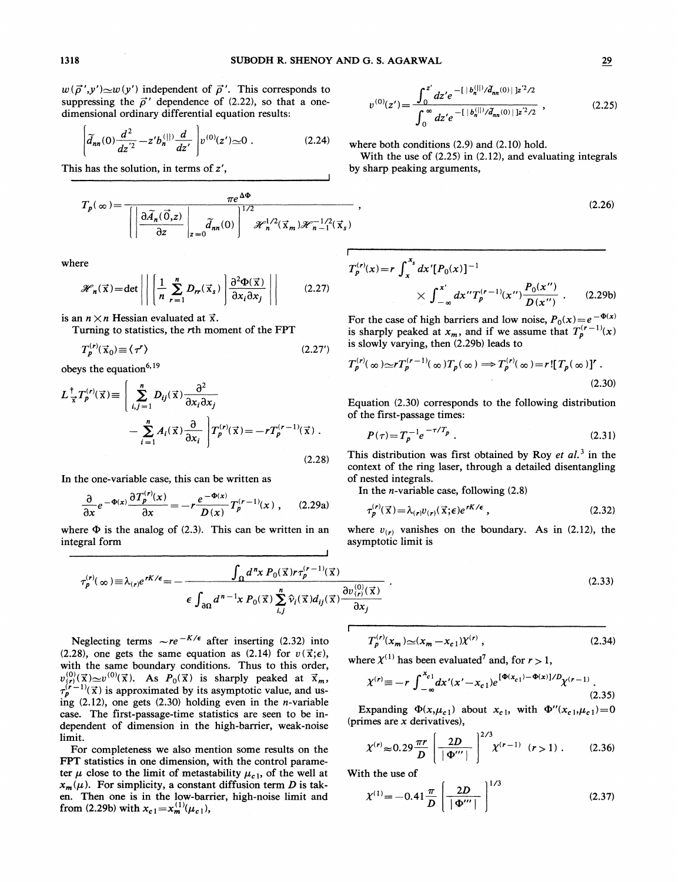$w(\vec{\rho}\,',y') \simeq w(y')$ independent of $\vec{\rho}\,'$. This corresponds to suppressing the $\vec{\rho}\,'$ dependence of (2.22), so that a one-dimensional ordinary differential equation results:

$$\left[\tilde{d}_{nn}(0)\frac{d^2}{dz'^2} - z' b_n^{(\|)} \frac{d}{dz'}\right] v^{(0)}(z') \simeq 0 \; . \tag{2.24}$$

This has the solution, in terms of $z'$,

$$v^{(0)}(z') = \frac{\int_0^{z'} dz' e^{-[\,|b_n^{(\|)}/\tilde{d}_{nn}(0)|\,]z'^2/2}}{\int_0^{\infty} dz' e^{-[\,|b_n^{(\|)}/\tilde{d}_{nn}(0)|\,]z'^2/2}} \; , \tag{2.25}$$

where both conditions (2.9) and (2.10) hold.

With the use of (2.25) in (2.12), and evaluating integrals by sharp peaking arguments,

$$T_p(\infty) = \frac{\pi e^{\Delta\Phi}}{\left[\left|\frac{\partial \tilde{A}_n(\vec{0},z)}{\partial z}\right|_{z=0} \tilde{d}_{nn}(0)\right]^{1/2} \mathscr{H}_n^{1/2}(\vec{x}_m)\mathscr{H}_{n-1}^{-1/2}(\vec{x}_s)} \; , \tag{2.26}$$

where

$$\mathscr{H}_n(\vec{x}) = \det \left|\left| \left[\frac{1}{n}\sum_{r=1}^{n} D_{rr}(\vec{x}_s)\right] \frac{\partial^2 \Phi(\vec{x})}{\partial x_i \partial x_j} \right|\right| \tag{2.27}$$

is an $n \times n$ Hessian evaluated at $\vec{x}$.

Turning to statistics, the $r$th moment of the FPT

$$T_p^{(r)}(\vec{x}_0) \equiv \langle \tau^r \rangle \tag{2.27'}$$

obeys the equation[6,19]

$$L_{\vec{x}}^{\dagger} T_p^{(r)}(\vec{x}) \equiv \left[\sum_{i,j=1}^{n} D_{ij}(\vec{x}) \frac{\partial^2}{\partial x_i \partial x_j} - \sum_{i=1}^{n} A_i(\vec{x}) \frac{\partial}{\partial x_i}\right] T_p^{(r)}(\vec{x}) = -r T_p^{(r-1)}(\vec{x}) \; . \tag{2.28}$$

In the one-variable case, this can be written as

$$\frac{\partial}{\partial x} e^{-\Phi(x)} \frac{\partial T_p^{(r)}(x)}{\partial x} = -r \frac{e^{-\Phi(x)}}{D(x)} T_p^{(r-1)}(x) \; , \tag{2.29a}$$

where $\Phi$ is the analog of (2.3). This can be written in an integral form

$$T_p^{(r)}(x) = r \int_x^{x_s} dx' [P_0(x)]^{-1} \times \int_{-\infty}^{x'} dx'' T_p^{(r-1)}(x'') \frac{P_0(x'')}{D(x'')} \; . \tag{2.29b}$$

For the case of high barriers and low noise, $P_0(x) = e^{-\Phi(x)}$ is sharply peaked at $x_m$, and if we assume that $T_p^{(r-1)}(x)$ is slowly varying, then (2.29b) leads to

$$T_p^{(r)}(\infty) \simeq r T_p^{(r-1)}(\infty) T_p(\infty) \Longrightarrow T_p^{(r)}(\infty) = r! [T_p(\infty)]^r \; . \tag{2.30}$$

Equation (2.30) corresponds to the following distribution of the first-passage times:

$$P(\tau) = T_p^{-1} e^{-\tau/T_p} \; . \tag{2.31}$$

This distribution was first obtained by Roy *et al.*[3] in the context of the ring laser, through a detailed disentangling of nested integrals.

In the $n$-variable case, following (2.8)

$$\tau_p^{(r)}(\vec{x}) = \lambda_{(r)} v_{(r)}(\vec{x};\epsilon) e^{rK/\epsilon} \; , \tag{2.32}$$

where $v_{(r)}$ vanishes on the boundary. As in (2.12), the asymptotic limit is

$$\tau_p^{(r)}(\infty) \equiv \lambda_{(r)} e^{rK/\epsilon} = -\frac{\int_\Omega d^n x \, P_0(\vec{x}) r \tau_p^{(r-1)}(\vec{x})}{\epsilon \int_{\partial\Omega} d^{n-1}x \, P_0(\vec{x}) \sum_{i,j}^{n} \hat{\nu}_i(\vec{x}) d_{ij}(\vec{x}) \frac{\partial v_{(r)}^{(0)}(\vec{x})}{\partial x_j}} \; . \tag{2.33}$$

Neglecting terms $\sim r e^{-K/\epsilon}$ after inserting (2.32) into (2.28), one gets the same equation as (2.14) for $v(\vec{x};\epsilon)$, with the same boundary conditions. Thus to this order, $v_{(r)}^{(0)}(\vec{x}) \simeq v^{(0)}(\vec{x})$. As $P_0(\vec{x})$ is sharply peaked at $\vec{x}_m$, $\tau_p^{(r-1)}(\vec{x})$ is approximated by its asymptotic value, and using (2.12), one gets (2.30) holding even in the $n$-variable case. The first-passage-time statistics are seen to be independent of dimension in the high-barrier, weak-noise limit.

For completeness we also mention some results on the FPT statistics in one dimension, with the control parameter $\mu$ close to the limit of metastability $\mu_{c1}$, of the well at $x_m(\mu)$. For simplicity, a constant diffusion term $D$ is taken. Then one is in the low-barrier, high-noise limit and from (2.29b) with $x_{c1} = x_m^{(1)}(\mu_{c1})$,

$$T_p^{(r)}(x_m) \simeq (x_m - x_{c1}) \chi^{(r)} \; , \tag{2.34}$$

where $\chi^{(1)}$ has been evaluated[7] and, for $r > 1$,

$$\chi^{(r)} \equiv -r \int_{-\infty}^{x_{c1}} dx' (x' - x_{c1}) e^{[\Phi(x_{c1}) - \Phi(x)]/D} \chi^{(r-1)} \; . \tag{2.35}$$

Expanding $\Phi(x,\mu_{c1})$ about $x_{c1}$, with $\Phi''(x_{c1},\mu_{c1}) = 0$ (primes are $x$ derivatives),

$$\chi^{(r)} \approx 0.29 \frac{\pi r}{D} \left[\frac{2D}{|\Phi'''|}\right]^{2/3} \chi^{(r-1)} \quad (r > 1) \; . \tag{2.36}$$

With the use of

$$\chi^{(1)} = -0.41 \frac{\pi}{D} \left[\frac{2D}{|\Phi'''|}\right]^{1/3} \tag{2.37}$$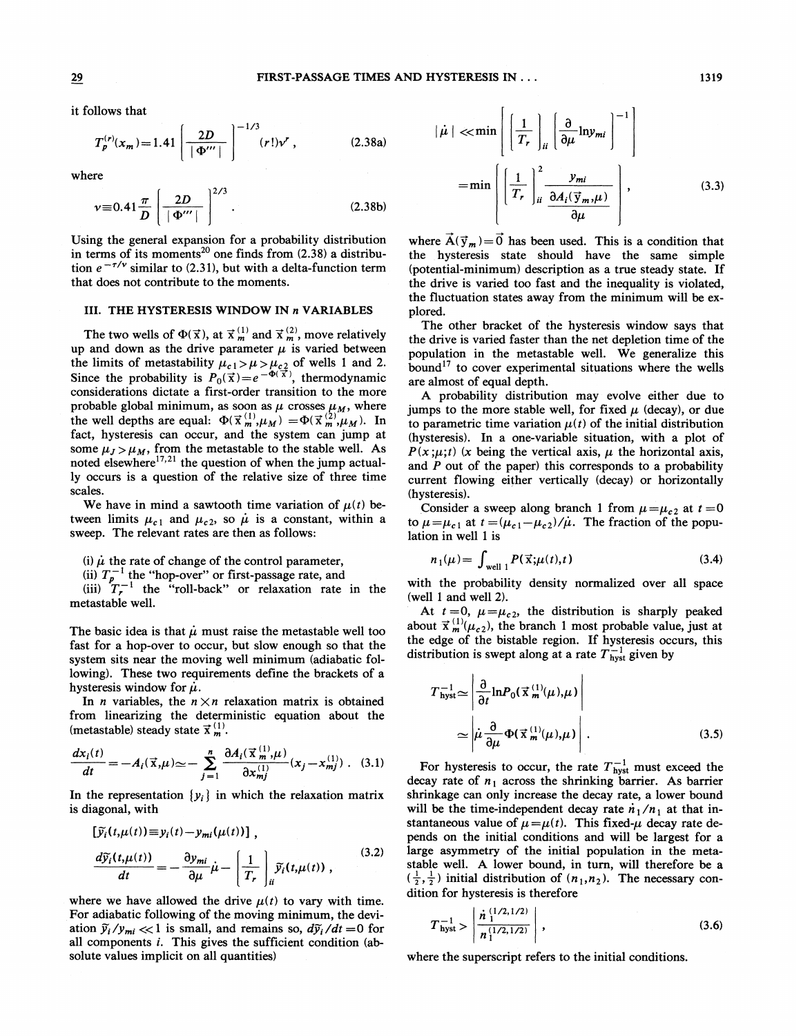it follows that

$$T_p^{(r)}(x_m)=1.41\left[\frac{2D}{|\Phi'''|}\right]^{-1/3}(r!)\nu^r\,, \tag{2.38a}$$

where

$$\nu\equiv 0.41\frac{\pi}{D}\left[\frac{2D}{|\Phi'''|}\right]^{2/3}. \tag{2.38b}$$

Using the general expansion for a probability distribution in terms of its moments[20] one finds from (2.38) a distribution $e^{-\tau/\nu}$ similar to (2.31), but with a delta-function term that does not contribute to the moments.

## III. THE HYSTERESIS WINDOW IN $n$ VARIABLES

The two wells of $\Phi(\vec{x})$, at $\vec{x}_m^{(1)}$ and $\vec{x}_m^{(2)}$, move relatively up and down as the drive parameter $\mu$ is varied between the limits of metastability $\mu_{c1}>\mu>\mu_{c2}$ of wells 1 and 2. Since the probability is $P_0(\vec{x})=e^{-\Phi(\vec{x})}$, thermodynamic considerations dictate a first-order transition to the more probable global minimum, as soon as $\mu$ crosses $\mu_M$, where the well depths are equal: $\Phi(\vec{x}_m^{(1)},\mu_M)=\Phi(\vec{x}_m^{(2)},\mu_M)$. In fact, hysteresis can occur, and the system can jump at some $\mu_J>\mu_M$, from the metastable to the stable well. As noted elsewhere[17,21] the question of when the jump actually occurs is a question of the relative size of three time scales.

We have in mind a sawtooth time variation of $\mu(t)$ between limits $\mu_{c1}$ and $\mu_{c2}$, so $\dot{\mu}$ is a constant, within a sweep. The relevant rates are then as follows:

(i) $\dot{\mu}$ the rate of change of the control parameter,
(ii) $T_p^{-1}$ the "hop-over" or first-passage rate, and
(iii) $T_r^{-1}$ the "roll-back" or relaxation rate in the metastable well.

The basic idea is that $\dot{\mu}$ must raise the metastable well too fast for a hop-over to occur, but slow enough so that the system sits near the moving well minimum (adiabatic following). These two requirements define the brackets of a hysteresis window for $\dot{\mu}$.

In $n$ variables, the $n\times n$ relaxation matrix is obtained from linearizing the deterministic equation about the (metastable) steady state $\vec{x}_m^{(1)}$.

$$\frac{dx_i(t)}{dt}=-A_i(\vec{x},\mu)\simeq-\sum_{j=1}^{n}\frac{\partial A_i(\vec{x}_m^{(1)},\mu)}{\partial x_{mj}^{(1)}}(x_j-x_{mj}^{(1)})\,. \tag{3.1}$$

In the representation $\{y_i\}$ in which the relaxation matrix is diagonal, with

$$[\tilde{y}_i(t,\mu(t))\equiv y_i(t)-y_{mi}(\mu(t))]\,,$$

$$\frac{d\tilde{y}_i(t,\mu(t))}{dt}=-\frac{\partial y_{mi}}{\partial\mu}\dot{\mu}-\left[\frac{1}{T_r}\right]_{ii}\tilde{y}_i(t,\mu(t))\,, \tag{3.2}$$

where we have allowed the drive $\mu(t)$ to vary with time. For adiabatic following of the moving minimum, the deviation $\tilde{y}_i/y_{mi}\ll 1$ is small, and remains so, $d\tilde{y}_i/dt=0$ for all components $i$. This gives the sufficient condition (absolute values implicit on all quantities)

$$|\dot{\mu}|\ll\min\left[\left[\frac{1}{T_r}\right]_{ii}\left[\frac{\partial}{\partial\mu}\ln y_{mi}\right]^{-1}\right]=\min\left[\left[\frac{1}{T_r}\right]_{ii}^2\frac{y_{mi}}{\dfrac{\partial A_i(\vec{y}_m,\mu)}{\partial\mu}}\right], \tag{3.3}$$

where $\vec{A}(\vec{y}_m)=\vec{0}$ has been used. This is a condition that the hysteresis state should have the same simple (potential-minimum) description as a true steady state. If the drive is varied too fast and the inequality is violated, the fluctuation states away from the minimum will be explored.

The other bracket of the hysteresis window says that the drive is varied faster than the net depletion time of the population in the metastable well. We generalize this bound[17] to cover experimental situations where the wells are almost of equal depth.

A probability distribution may evolve either due to jumps to the more stable well, for fixed $\mu$ (decay), or due to parametric time variation $\mu(t)$ of the initial distribution (hysteresis). In a one-variable situation, with a plot of $P(x;\mu;t)$ ($x$ being the vertical axis, $\mu$ the horizontal axis, and $P$ out of the paper) this corresponds to a probability current flowing either vertically (decay) or horizontally (hysteresis).

Consider a sweep along branch 1 from $\mu=\mu_{c2}$ at $t=0$ to $\mu=\mu_{c1}$ at $t=(\mu_{c1}-\mu_{c2})/\dot{\mu}$. The fraction of the population in well 1 is

$$n_1(\mu)=\int_{\text{well }1}P(\vec{x};\mu(t),t) \tag{3.4}$$

with the probability density normalized over all space (well 1 and well 2).

At $t=0$, $\mu=\mu_{c2}$, the distribution is sharply peaked about $\vec{x}_m^{(1)}(\mu_{c2})$, the branch 1 most probable value, just at the edge of the bistable region. If hysteresis occurs, this distribution is swept along at a rate $T_{\text{hyst}}^{-1}$ given by

$$T_{\text{hyst}}^{-1}\simeq\left|\frac{\partial}{\partial t}\ln P_0(\vec{x}_m^{(1)}(\mu),\mu)\right|\simeq\left|\dot{\mu}\frac{\partial}{\partial\mu}\Phi(\vec{x}_m^{(1)}(\mu),\mu)\right|. \tag{3.5}$$

For hysteresis to occur, the rate $T_{\text{hyst}}^{-1}$ must exceed the decay rate of $n_1$ across the shrinking barrier. As barrier shrinkage can only increase the decay rate, a lower bound will be the time-independent decay rate $\dot{n}_1/n_1$ at that instantaneous value of $\mu=\mu(t)$. This fixed-$\mu$ decay rate depends on the initial conditions and will be largest for a large asymmetry of the initial population in the metastable well. A lower bound, in turn, will therefore be a $(\frac{1}{2},\frac{1}{2})$ initial distribution of $(n_1,n_2)$. The necessary condition for hysteresis is therefore

$$T_{\text{hyst}}^{-1}>\left|\frac{\dot{n}_1^{(1/2,1/2)}}{n_1^{(1/2,1/2)}}\right|, \tag{3.6}$$

where the superscript refers to the initial conditions.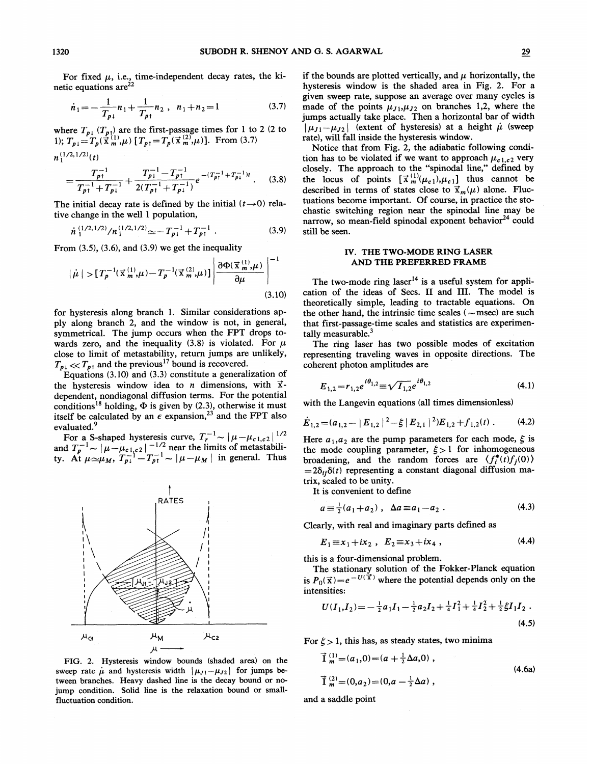For fixed $\mu$, i.e., time-independent decay rates, the kinetic equations are[22]

$$\dot{n}_1 = -\frac{1}{T_{p\downarrow}} n_1 + \frac{1}{T_{p\uparrow}} n_2 \ , \quad n_1 + n_2 = 1 \tag{3.7}$$

where $T_{p\downarrow}$ ($T_{p\uparrow}$) are the first-passage times for 1 to 2 (2 to 1); $T_{p\downarrow} = T_p(\vec{x}_m^{(1)}, \mu)$ [$T_{p\uparrow} = T_p(\vec{x}_m^{(2)}, \mu)$]. From (3.7)

$$n_1^{(1/2,1/2)}(t) = \frac{T_{p\uparrow}^{-1}}{T_{p\uparrow}^{-1} + T_{p\downarrow}^{-1}} + \frac{T_{p\downarrow}^{-1} - T_{p\uparrow}^{-1}}{2(T_{p\uparrow}^{-1} + T_{p\downarrow}^{-1})} e^{-(T_{p\uparrow}^{-1} + T_{p\downarrow}^{-1})t} \ . \tag{3.8}$$

The initial decay rate is defined by the initial ($t \to 0$) relative change in the well 1 population,

$$\dot{n}_1^{(1/2,1/2)} / n_1^{(1/2,1/2)} \simeq -T_{p\downarrow}^{-1} + T_{p\uparrow}^{-1} \ . \tag{3.9}$$

From (3.5), (3.6), and (3.9) we get the inequality

$$|\dot{\mu}| > [T_p^{-1}(\vec{x}_m^{(1)}, \mu) - T_p^{-1}(\vec{x}_m^{(2)}, \mu)] \left| \frac{\partial \Phi(\vec{x}_m^{(1)}, \mu)}{\partial \mu} \right|^{-1} \tag{3.10}$$

for hysteresis along branch 1. Similar considerations apply along branch 2, and the window is not, in general, symmetrical. The jump occurs when the FPT drops towards zero, and the inequality (3.8) is violated. For $\mu$ close to limit of metastability, return jumps are unlikely, $T_{p\downarrow} \ll T_{p\uparrow}$ and the previous[17] bound is recovered.

Equations (3.10) and (3.3) constitute a generalization of the hysteresis window idea to $n$ dimensions, with $\vec{x}$-dependent, nondiagonal diffusion terms. For the potential conditions[18] holding, $\Phi$ is given by (2.3), otherwise it must itself be calculated by an $\epsilon$ expansion,[23] and the FPT also evaluated.[9]

For a S-shaped hysteresis curve, $T_r^{-1} \sim |\mu - \mu_{c1,c2}|^{1/2}$ and $T_p^{-1} \sim |\mu - \mu_{c1,c2}|^{-1/2}$ near the limits of metastability. At $\mu \simeq \mu_M$, $T_{p\downarrow}^{-1} - T_{p\uparrow}^{-1} \sim |\mu - \mu_M|$ in general. Thus if the bounds are plotted vertically, and $\mu$ horizontally, the hysteresis window is the shaded area in Fig. 2. For a given sweep rate, suppose an average over many cycles is made of the points $\mu_{J1}, \mu_{J2}$ on branches 1,2, where the jumps actually take place. Then a horizontal bar of width $|\mu_{J1} - \mu_{J2}|$ (extent of hysteresis) at a height $\dot{\mu}$ (sweep rate), will fall inside the hysteresis window.

FIG. 2. Hysteresis window bounds (shaded area) on the sweep rate $\dot{\mu}$ and hysteresis width $|\mu_{J1} - \mu_{J2}|$ for jumps between branches. Heavy dashed line is the decay bound or no-jump condition. Solid line is the relaxation bound or small-fluctuation condition.

Notice that from Fig. 2, the adiabatic following condition has to be violated if we want to approach $\mu_{c1,c2}$ very closely. The approach to the "spinodal line," defined by the locus of points $[\vec{x}_m^{(1)}(\mu_{c1}), \mu_{c1}]$ thus cannot be described in terms of states close to $\vec{x}_m(\mu)$ alone. Fluctuations become important. Of course, in practice the stochastic switching region near the spinodal line may be narrow, so mean-field spinodal exponent behavior[24] could still be seen.

## IV. THE TWO-MODE RING LASER AND THE PREFERRED FRAME

The two-mode ring laser[14] is a useful system for application of the ideas of Secs. II and III. The model is theoretically simple, leading to tractable equations. On the other hand, the intrinsic time scales ($\sim$msec) are such that first-passage-time scales and statistics are experimentally measurable.[3]

The ring laser has two possible modes of excitation representing traveling waves in opposite directions. The coherent photon amplitudes are

$$E_{1,2} = r_{1,2} e^{i\theta_{1,2}} \equiv \sqrt{I_{1,2}} e^{i\theta_{1,2}} \tag{4.1}$$

with the Langevin equations (all times dimensionless)

$$\dot{E}_{1,2} = (a_{1,2} - |E_{1,2}|^2 - \xi |E_{2,1}|^2) E_{1,2} + f_{1,2}(t) \ . \tag{4.2}$$

Here $a_1, a_2$ are the pump parameters for each mode, $\xi$ is the mode coupling parameter, $\xi > 1$ for inhomogeneous broadening, and the random forces are $\langle f_i^*(t) f_j(0) \rangle = 2\delta_{ij}\delta(t)$ representing a constant diagonal diffusion matrix, scaled to be unity.

It is convenient to define

$$a \equiv \tfrac{1}{2}(a_1 + a_2) \ , \quad \Delta a \equiv a_1 - a_2 \ . \tag{4.3}$$

Clearly, with real and imaginary parts defined as

$$E_1 \equiv x_1 + i x_2 \ , \quad E_2 \equiv x_3 + i x_4 \ , \tag{4.4}$$

this is a four-dimensional problem.

The stationary solution of the Fokker-Planck equation is $P_0(\vec{x}) = e^{-U(\vec{x})}$ where the potential depends only on the intensities:

$$U(I_1, I_2) = -\tfrac{1}{2} a_1 I_1 - \tfrac{1}{2} a_2 I_2 + \tfrac{1}{4} I_1^2 + \tfrac{1}{4} I_2^2 + \tfrac{1}{2} \xi I_1 I_2 \ . \tag{4.5}$$

For $\xi > 1$, this has, as steady states, two minima

$$\vec{I}_m^{(1)} = (a_1, 0) = (a + \tfrac{1}{2}\Delta a, 0) \ ,$$
$$\vec{I}_m^{(2)} = (0, a_2) = (0, a - \tfrac{1}{2}\Delta a) \ , \tag{4.6a}$$

and a saddle point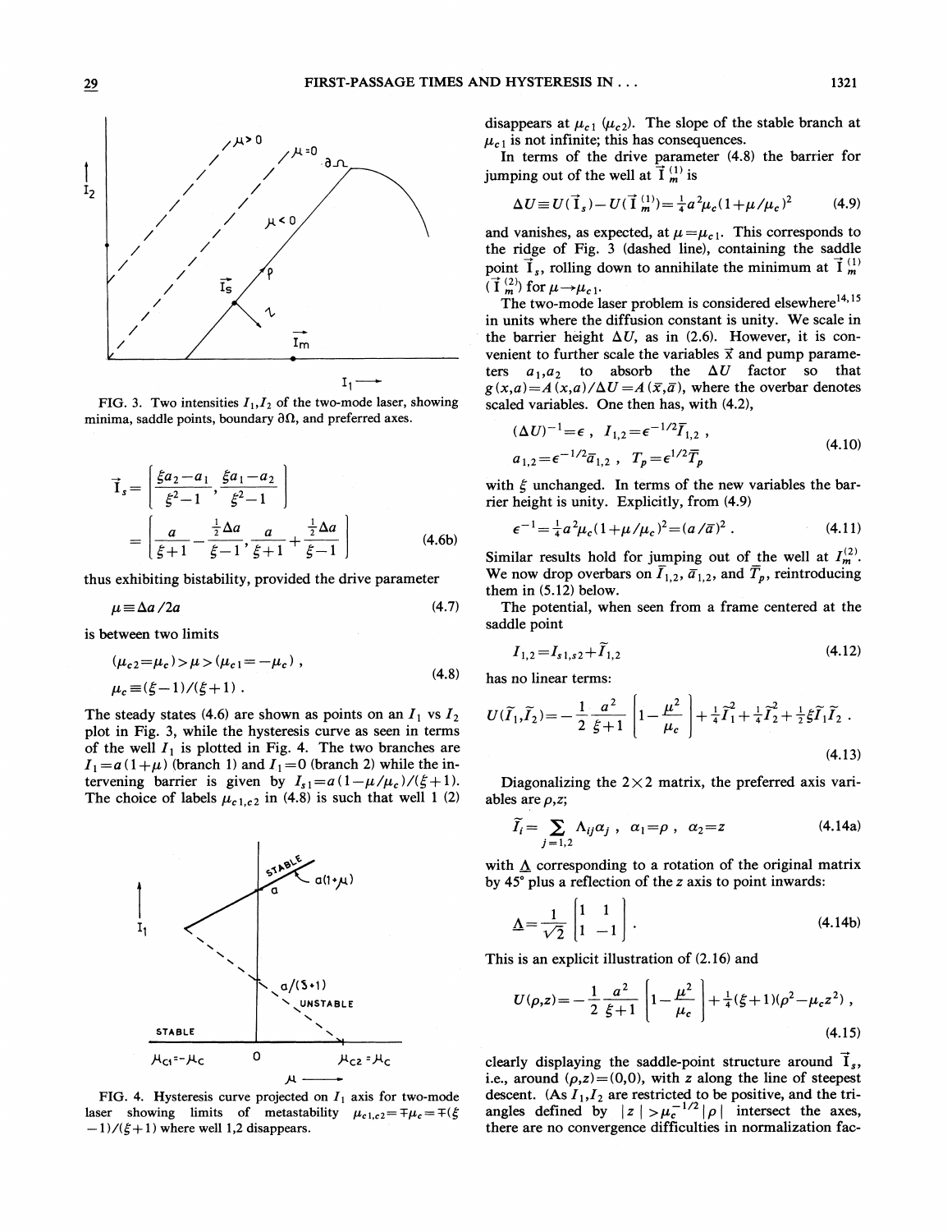FIG. 3. Two intensities $I_1, I_2$ of the two-mode laser, showing minima, saddle points, boundary $\partial\Omega$, and preferred axes.

$$
\vec{I}_s = \left[ \frac{\xi a_2 - a_1}{\xi^2 - 1}, \frac{\xi a_1 - a_2}{\xi^2 - 1} \right]
$$

$$
= \left[ \frac{a}{\xi+1} - \frac{\frac{1}{2}\Delta a}{\xi - 1}, \frac{a}{\xi+1} + \frac{\frac{1}{2}\Delta a}{\xi - 1} \right] \qquad (4.6b)
$$

thus exhibiting bistability, provided the drive parameter

$$
\mu \equiv \Delta a / 2a \qquad (4.7)
$$

is between two limits

$$
(\mu_{c2} = \mu_c) > \mu > (\mu_{c1} = -\mu_c) ,
$$

$$
\mu_c \equiv (\xi - 1)/(\xi + 1) . \qquad (4.8)
$$

The steady states (4.6) are shown as points on an $I_1$ vs $I_2$ plot in Fig. 3, while the hysteresis curve as seen in terms of the well $I_1$ is plotted in Fig. 4. The two branches are $I_1 = a(1+\mu)$ (branch 1) and $I_1 = 0$ (branch 2) while the intervening barrier is given by $I_{s1} = a(1-\mu/\mu_c)/(\xi+1)$. The choice of labels $\mu_{c1,c2}$ in (4.8) is such that well 1 (2) disappears at $\mu_{c1}$ ($\mu_{c2}$). The slope of the stable branch at $\mu_{c1}$ is not infinite; this has consequences.

FIG. 4. Hysteresis curve projected on $I_1$ axis for two-mode laser showing limits of metastability $\mu_{c1,c2} = \mp \mu_c = \mp(\xi - 1)/(\xi + 1)$ where well 1,2 disappears.

In terms of the drive parameter (4.8) the barrier for jumping out of the well at $\vec{I}_m^{(1)}$ is

$$
\Delta U \equiv U(\vec{I}_s) - U(\vec{I}_m^{(1)}) = \tfrac{1}{4} a^2 \mu_c (1 + \mu/\mu_c)^2 \qquad (4.9)
$$

and vanishes, as expected, at $\mu = \mu_{c1}$. This corresponds to the ridge of Fig. 3 (dashed line), containing the saddle point $\vec{I}_s$, rolling down to annihilate the minimum at $\vec{I}_m^{(1)}$ ($\vec{I}_m^{(2)}$) for $\mu \to \mu_{c1}$.

The two-mode laser problem is considered elsewhere[14,15] in units where the diffusion constant is unity. We scale in the barrier height $\Delta U$, as in (2.6). However, it is convenient to further scale the variables $\vec{x}$ and pump parameters $a_1, a_2$ to absorb the $\Delta U$ factor so that $g(x,a) = A(x,a)/\Delta U = A(\bar{x}, \bar{a})$, where the overbar denotes scaled variables. One then has, with (4.2),

$$
(\Delta U)^{-1} = \epsilon , \quad I_{1,2} = \epsilon^{-1/2} \bar{I}_{1,2} ,
$$

$$
a_{1,2} = \epsilon^{-1/2} \bar{a}_{1,2} , \quad T_p = \epsilon^{1/2} \bar{T}_p \qquad (4.10)
$$

with $\xi$ unchanged. In terms of the new variables the barrier height is unity. Explicitly, from (4.9)

$$
\epsilon^{-1} = \tfrac{1}{4} a^2 \mu_c (1 + \mu/\mu_c)^2 = (a/\bar{a})^2 . \qquad (4.11)
$$

Similar results hold for jumping out of the well at $I_m^{(2)}$. We now drop overbars on $\bar{I}_{1,2}$, $\bar{a}_{1,2}$, and $\bar{T}_p$, reintroducing them in (5.12) below.

The potential, when seen from a frame centered at the saddle point

$$
I_{1,2} = I_{s1,s2} + \tilde{I}_{1,2} \qquad (4.12)
$$

has no linear terms:

$$
U(\tilde{I}_1, \tilde{I}_2) = -\frac{1}{2} \frac{a^2}{\xi+1} \left[ 1 - \frac{\mu^2}{\mu_c} \right] + \tfrac{1}{4} \tilde{I}_1^2 + \tfrac{1}{4} \tilde{I}_2^2 + \tfrac{1}{2} \xi \tilde{I}_1 \tilde{I}_2 . \qquad (4.13)
$$

Diagonalizing the $2 \times 2$ matrix, the preferred axis variables are $\rho, z$;

$$
\tilde{I}_i = \sum_{j=1,2} \Lambda_{ij} \alpha_j , \quad \alpha_1 = \rho , \quad \alpha_2 = z \qquad (4.14a)
$$

with $\underline{\Lambda}$ corresponding to a rotation of the original matrix by 45° plus a reflection of the $z$ axis to point inwards:

$$
\underline{\Lambda} = \frac{1}{\sqrt{2}} \begin{bmatrix} 1 & 1 \\ 1 & -1 \end{bmatrix} . \qquad (4.14b)
$$

This is an explicit illustration of (2.16) and

$$
U(\rho, z) = -\frac{1}{2} \frac{a^2}{\xi+1} \left[ 1 - \frac{\mu^2}{\mu_c} \right] + \tfrac{1}{4} (\xi + 1)(\rho^2 - \mu_c z^2) , \qquad (4.15)
$$

clearly displaying the saddle-point structure around $\vec{I}_s$, i.e., around $(\rho, z) = (0,0)$, with $z$ along the line of steepest descent. (As $I_1, I_2$ are restricted to be positive, and the triangles defined by $|z| > \mu_c^{-1/2} |\rho|$ intersect the axes, there are no convergence difficulties in normalization fac-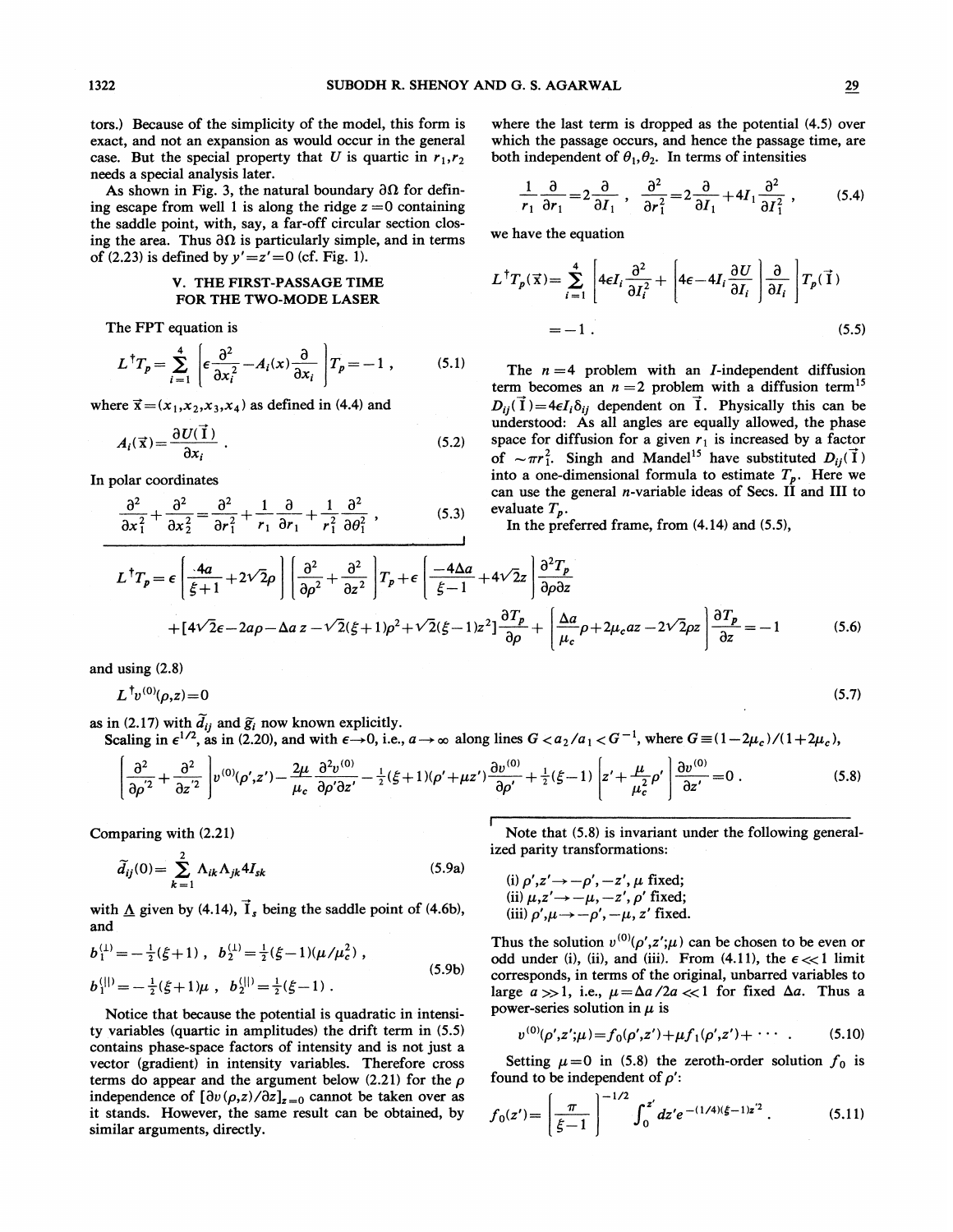tors.) Because of the simplicity of the model, this form is exact, and not an expansion as would occur in the general case. But the special property that $U$ is quartic in $r_1, r_2$ needs a special analysis later.

As shown in Fig. 3, the natural boundary $\partial\Omega$ for defining escape from well 1 is along the ridge $z=0$ containing the saddle point, with, say, a far-off circular section closing the area. Thus $\partial\Omega$ is particularly simple, and in terms of (2.23) is defined by $y'=z'=0$ (cf. Fig. 1).

## V. THE FIRST-PASSAGE TIME FOR THE TWO-MODE LASER

The FPT equation is

$$L^{\dagger}T_p=\sum_{i=1}^{4}\left[\epsilon\frac{\partial^2}{\partial x_i^2}-A_i(x)\frac{\partial}{\partial x_i}\right]T_p=-1\,, \tag{5.1}$$

where $\vec{x}=(x_1,x_2,x_3,x_4)$ as defined in (4.4) and

$$A_i(\vec{x})=\frac{\partial U(\vec{I})}{\partial x_i}\,. \tag{5.2}$$

In polar coordinates

$$\frac{\partial^2}{\partial x_1^2}+\frac{\partial^2}{\partial x_2^2}=\frac{\partial^2}{\partial r_1^2}+\frac{1}{r_1}\frac{\partial}{\partial r_1}+\frac{1}{r_1^2}\frac{\partial^2}{\partial\theta_1^2}\,, \tag{5.3}$$

where the last term is dropped as the potential (4.5) over which the passage occurs, and hence the passage time, are both independent of $\theta_1,\theta_2$. In terms of intensities

$$\frac{1}{r_1}\frac{\partial}{\partial r_1}=2\frac{\partial}{\partial I_1}\,,\quad \frac{\partial^2}{\partial r_1^2}=2\frac{\partial}{\partial I_1}+4I_1\frac{\partial^2}{\partial I_1^2}\,, \tag{5.4}$$

we have the equation

$$L^{\dagger}T_p(\vec{x})=\sum_{i=1}^{4}\left[4\epsilon I_i\frac{\partial^2}{\partial I_i^2}+\left[4\epsilon-4I_i\frac{\partial U}{\partial I_i}\right]\frac{\partial}{\partial I_i}\right]T_p(\vec{I})=-1\,. \tag{5.5}$$

The $n=4$ problem with an $I$-independent diffusion term becomes an $n=2$ problem with a diffusion term[15] $D_{ij}(\vec{I})=4\epsilon I_i\delta_{ij}$ dependent on $\vec{I}$. Physically this can be understood: As all angles are equally allowed, the phase space for diffusion for a given $r_1$ is increased by a factor of $\sim\pi r_1^2$. Singh and Mandel[15] have substituted $D_{ij}(\vec{I})$ into a one-dimensional formula to estimate $T_p$. Here we can use the general $n$-variable ideas of Secs. II and III to evaluate $T_p$.

In the preferred frame, from (4.14) and (5.5),

$$\begin{aligned}L^{\dagger}T_p=&\,\epsilon\left[\frac{4a}{\xi+1}+2\sqrt{2}\rho\right]\left[\frac{\partial^2}{\partial\rho^2}+\frac{\partial^2}{\partial z^2}\right]T_p+\epsilon\left[\frac{-4\Delta a}{\xi-1}+4\sqrt{2}z\right]\frac{\partial^2 T_p}{\partial\rho\partial z}\\&+[4\sqrt{2}\epsilon-2a\rho-\Delta a\,z-\sqrt{2}(\xi+1)\rho^2+\sqrt{2}(\xi-1)z^2]\frac{\partial T_p}{\partial\rho}+\left[\frac{\Delta a}{\mu_c}\rho+2\mu_c az-2\sqrt{2}\rho z\right]\frac{\partial T_p}{\partial z}=-1\end{aligned} \tag{5.6}$$

and using (2.8)

$$L^{\dagger}v^{(0)}(\rho,z)=0 \tag{5.7}$$

as in (2.17) with $\tilde{d}_{ij}$ and $\tilde{g}_i$ now known explicitly.

Scaling in $\epsilon^{1/2}$, as in (2.20), and with $\epsilon\to 0$, i.e., $a\to\infty$ along lines $G<a_2/a_1<G^{-1}$, where $G\equiv(1-2\mu_c)/(1+2\mu_c)$,

$$\left[\frac{\partial^2}{\partial\rho'^2}+\frac{\partial^2}{\partial z'^2}\right]v^{(0)}(\rho',z')-\frac{2\mu}{\mu_c}\frac{\partial^2 v^{(0)}}{\partial\rho'\partial z'}-\tfrac{1}{2}(\xi+1)(\rho'+\mu z')\frac{\partial v^{(0)}}{\partial\rho'}+\tfrac{1}{2}(\xi-1)\left[z'+\frac{\mu}{\mu_c^2}\rho'\right]\frac{\partial v^{(0)}}{\partial z'}=0\,. \tag{5.8}$$

Comparing with (2.21)

$$\tilde{d}_{ij}(0)=\sum_{k=1}^{2}\Lambda_{ik}\Lambda_{jk}4I_{sk} \tag{5.9a}$$

with $\underline{\Lambda}$ given by (4.14), $\vec{I}_s$ being the saddle point of (4.6b), and

$$\begin{aligned}&b_1^{(\perp)}=-\tfrac{1}{2}(\xi+1)\,,\quad b_2^{(\perp)}=\tfrac{1}{2}(\xi-1)(\mu/\mu_c^2)\,,\\&b_1^{(\parallel)}=-\tfrac{1}{2}(\xi+1)\mu\,,\quad b_2^{(\parallel)}=\tfrac{1}{2}(\xi-1)\,.\end{aligned} \tag{5.9b}$$

Notice that because the potential is quadratic in intensity variables (quartic in amplitudes) the drift term in (5.5) contains phase-space factors of intensity and is not just a vector (gradient) in intensity variables. Therefore cross terms do appear and the argument below (2.21) for the $\rho$ independence of $[\partial v(\rho,z)/\partial z]_{z=0}$ cannot be taken over as it stands. However, the same result can be obtained, by similar arguments, directly.

Note that (5.8) is invariant under the following generalized parity transformations:

(i) $\rho',z'\to-\rho',-z'$, $\mu$ fixed;
(ii) $\mu,z'\to-\mu,-z'$, $\rho'$ fixed;
(iii) $\rho',\mu\to-\rho',-\mu$, $z'$ fixed.

Thus the solution $v^{(0)}(\rho',z';\mu)$ can be chosen to be even or odd under (i), (ii), and (iii). From (4.11), the $\epsilon\ll 1$ limit corresponds, in terms of the original, unbarred variables to large $a\gg 1$, i.e., $\mu=\Delta a/2a\ll 1$ for fixed $\Delta a$. Thus a power-series solution in $\mu$ is

$$v^{(0)}(\rho',z';\mu)=f_0(\rho',z')+\mu f_1(\rho',z')+\cdots\,. \tag{5.10}$$

Setting $\mu=0$ in (5.8) the zeroth-order solution $f_0$ is found to be independent of $\rho'$:

$$f_0(z')=\left[\frac{\pi}{\xi-1}\right]^{-1/2}\int_0^{z'}dz'e^{-(1/4)(\xi-1)z'^2}\,. \tag{5.11}$$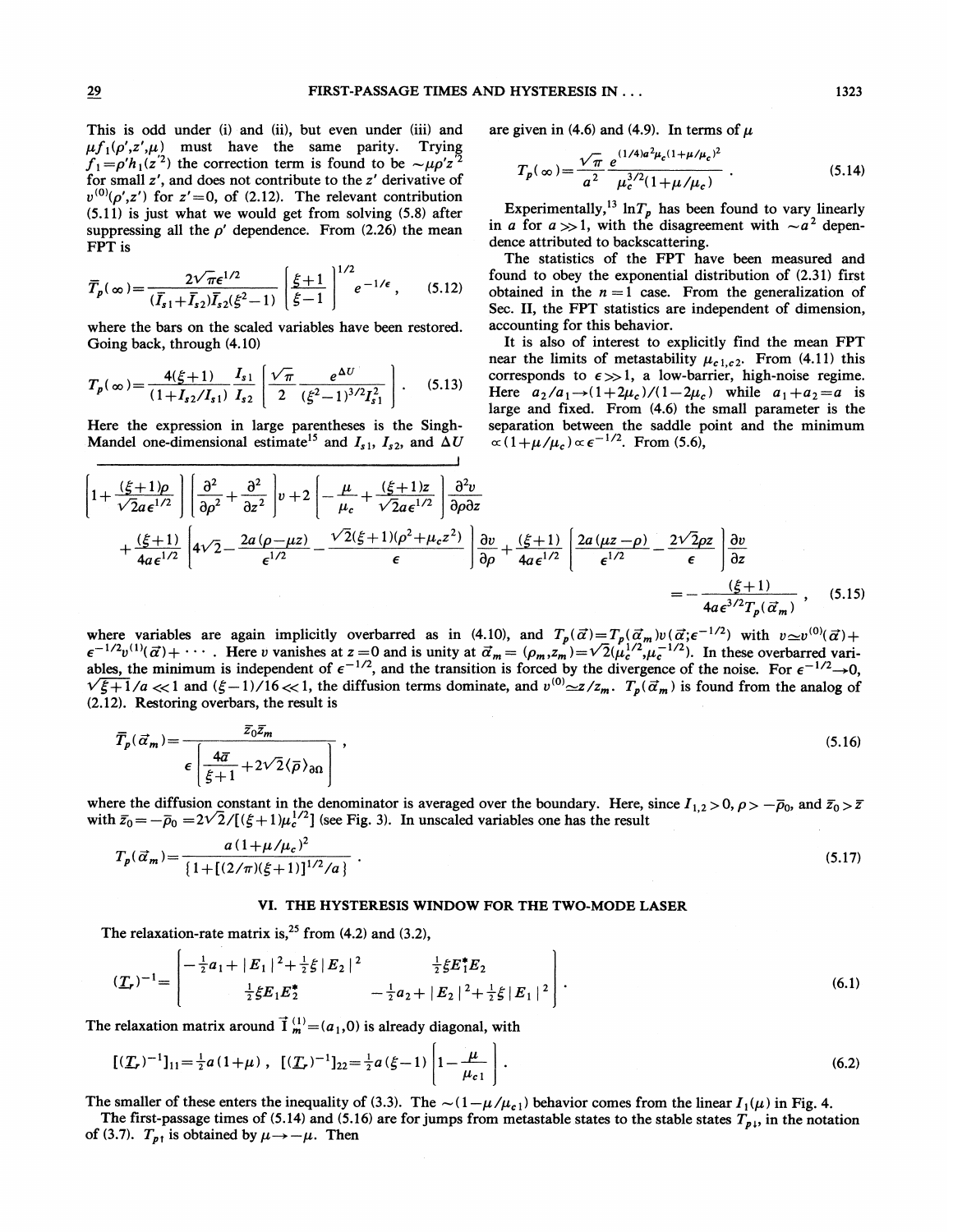This is odd under (i) and (ii), but even under (iii) and $\mu f_1(\rho',z',\mu)$ must have the same parity. Trying $f_1=\rho' h_1(z'^2)$ the correction term is found to be $\sim\mu\rho' z'^2$ for small $z'$, and does not contribute to the $z'$ derivative of $v^{(0)}(\rho',z')$ for $z'=0$, of (2.12). The relevant contribution (5.11) is just what we would get from solving (5.8) after suppressing all the $\rho'$ dependence. From (2.26) the mean FPT is

$$\bar{T}_p(\infty)=\frac{2\sqrt{\pi}\epsilon^{1/2}}{(\bar{I}_{s1}+\bar{I}_{s2})\bar{I}_{s2}(\xi^2-1)}\left[\frac{\xi+1}{\xi-1}\right]^{1/2}e^{-1/\epsilon}, \quad (5.12)$$

where the bars on the scaled variables have been restored. Going back, through (4.10)

$$T_p(\infty)=\frac{4(\xi+1)}{(1+I_{s2}/I_{s1})}\frac{I_{s1}}{I_{s2}}\left[\frac{\sqrt{\pi}}{2}\frac{e^{\Delta U}}{(\xi^2-1)^{3/2}I_{s1}^2}\right]. \quad (5.13)$$

Here the expression in large parentheses is the Singh-Mandel one-dimensional estimate[15] and $I_{s1}$, $I_{s2}$, and $\Delta U$ are given in (4.6) and (4.9). In terms of $\mu$

$$T_p(\infty)=\frac{\sqrt{\pi}}{a^2}\frac{e^{(1/4)a^2\mu_c(1+\mu/\mu_c)^2}}{\mu_c^{3/2}(1+\mu/\mu_c)}. \quad (5.14)$$

Experimentally,[13] $\ln T_p$ has been found to vary linearly in $a$ for $a\gg1$, with the disagreement with $\sim a^2$ dependence attributed to backscattering.

The statistics of the FPT have been measured and found to obey the exponential distribution of (2.31) first obtained in the $n=1$ case. From the generalization of Sec. II, the FPT statistics are independent of dimension, accounting for this behavior.

It is also of interest to explicitly find the mean FPT near the limits of metastability $\mu_{c1,c2}$. From (4.11) this corresponds to $\epsilon\gg1$, a low-barrier, high-noise regime. Here $a_2/a_1\to(1+2\mu_c)/(1-2\mu_c)$ while $a_1+a_2=a$ is large and fixed. From (4.6) the small parameter is the separation between the saddle point and the minimum $\propto(1+\mu/\mu_c)\propto\epsilon^{-1/2}$. From (5.6),

$$\left[1+\frac{(\xi+1)\rho}{\sqrt{2}a\epsilon^{1/2}}\right]\left[\frac{\partial^2}{\partial\rho^2}+\frac{\partial^2}{\partial z^2}\right]v+2\left[-\frac{\mu}{\mu_c}+\frac{(\xi+1)z}{\sqrt{2}a\epsilon^{1/2}}\right]\frac{\partial^2 v}{\partial\rho\partial z}$$
$$+\frac{(\xi+1)}{4a\epsilon^{1/2}}\left[4\sqrt{2}-\frac{2a(\rho-\mu z)}{\epsilon^{1/2}}-\frac{\sqrt{2}(\xi+1)(\rho^2+\mu_c z^2)}{\epsilon}\right]\frac{\partial v}{\partial\rho}+\frac{(\xi+1)}{4a\epsilon^{1/2}}\left[\frac{2a(\mu z-\rho)}{\epsilon^{1/2}}-\frac{2\sqrt{2}\rho z}{\epsilon}\right]\frac{\partial v}{\partial z}$$
$$=-\frac{(\xi+1)}{4a\epsilon^{3/2}T_p(\vec{\alpha}_m)}, \quad (5.15)$$

where variables are again implicitly overbarred as in (4.10), and $T_p(\vec{\alpha})=T_p(\vec{\alpha}_m)v(\vec{\alpha};\epsilon^{-1/2})$ with $v\simeq v^{(0)}(\vec{\alpha})+\epsilon^{-1/2}v^{(1)}(\vec{\alpha})+\cdots$. Here $v$ vanishes at $z=0$ and is unity at $\vec{\alpha}_m=(\rho_m,z_m)=\sqrt{2}(\mu_c^{1/2},\mu_c^{-1/2})$. In these overbarred variables, the minimum is independent of $\epsilon^{-1/2}$, and the transition is forced by the divergence of the noise. For $\epsilon^{-1/2}\to0$, $\sqrt{\xi+1}/a\ll1$ and $(\xi-1)/16\ll1$, the diffusion terms dominate, and $v^{(0)}\simeq z/z_m$. $T_p(\vec{\alpha}_m)$ is found from the analog of (2.12). Restoring overbars, the result is

$$\bar{T}_p(\vec{\alpha}_m)=\frac{\bar{z}_0\bar{z}_m}{\epsilon\left[\frac{4\bar{a}}{\xi+1}+2\sqrt{2}\langle\bar{\rho}\rangle_{\partial\Omega}\right]}, \quad (5.16)$$

where the diffusion constant in the denominator is averaged over the boundary. Here, since $I_{1,2}>0$, $\rho>-\bar{\rho}_0$, and $\bar{z}_0>\bar{z}$ with $\bar{z}_0=-\bar{\rho}_0=2\sqrt{2}/[(\xi+1)\mu_c^{1/2}]$ (see Fig. 3). In unscaled variables one has the result

$$T_p(\vec{\alpha}_m)=\frac{a(1+\mu/\mu_c)^2}{\{1+[(2/\pi)(\xi+1)]^{1/2}/a\}}. \quad (5.17)$$

## VI. THE HYSTERESIS WINDOW FOR THE TWO-MODE LASER

The relaxation-rate matrix is,[25] from (4.2) and (3.2),

$$(\underline{T}_r)^{-1}=\begin{bmatrix}-\frac{1}{2}a_1+|E_1|^2+\frac{1}{2}\xi|E_2|^2 & \frac{1}{2}\xi E_1^*E_2\\ \frac{1}{2}\xi E_1E_2^* & -\frac{1}{2}a_2+|E_2|^2+\frac{1}{2}\xi|E_1|^2\end{bmatrix}. \quad (6.1)$$

The relaxation matrix around $\vec{I}_m^{(1)}=(a_1,0)$ is already diagonal, with

$$[(\underline{T}_r)^{-1}]_{11}=\tfrac{1}{2}a(1+\mu),\quad [(\underline{T}_r)^{-1}]_{22}=\tfrac{1}{2}a(\xi-1)\left[1-\frac{\mu}{\mu_{c1}}\right]. \quad (6.2)$$

The smaller of these enters the inequality of (3.3). The $\sim(1-\mu/\mu_{c1})$ behavior comes from the linear $I_1(\mu)$ in Fig. 4.

The first-passage times of (5.14) and (5.16) are for jumps from metastable states to the stable states $T_{p\downarrow}$, in the notation of (3.7). $T_{p\uparrow}$ is obtained by $\mu\to-\mu$. Then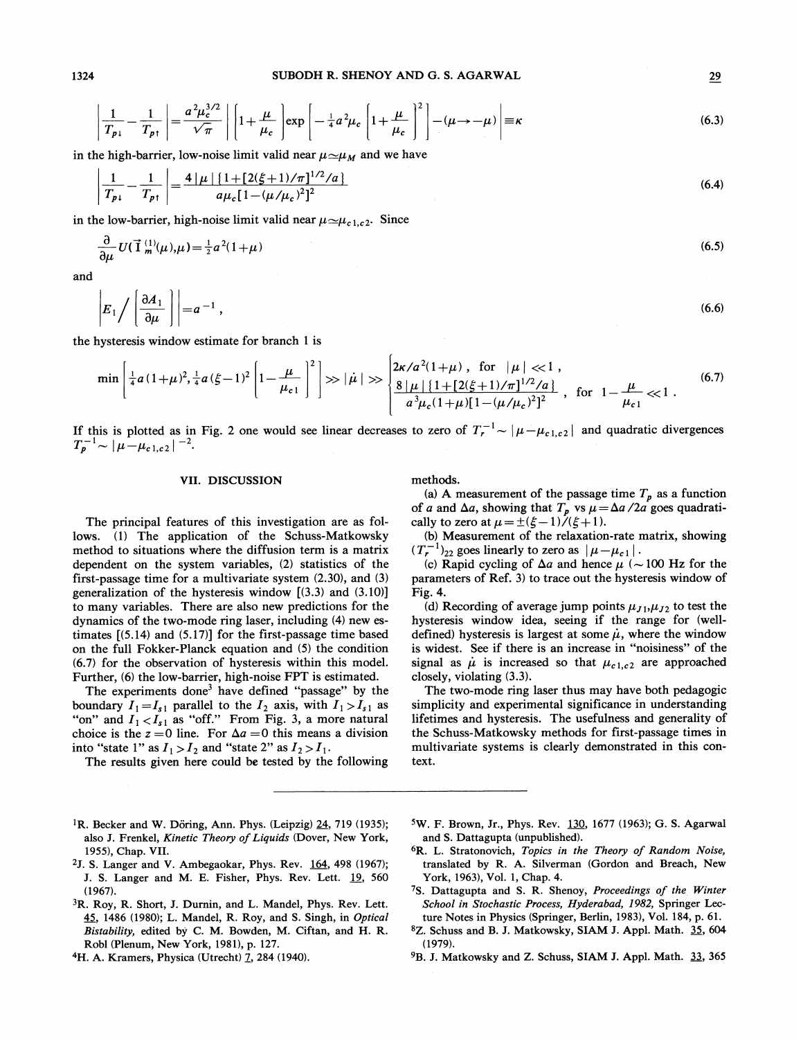$$\left|\frac{1}{T_{p\downarrow}}-\frac{1}{T_{p\uparrow}}\right|=\frac{a^2\mu_c^{3/2}}{\sqrt{\pi}}\left|\left[1+\frac{\mu}{\mu_c}\right]\exp\left[-\tfrac{1}{4}a^2\mu_c\left[1+\frac{\mu}{\mu_c}\right]^2\right]-(\mu\to-\mu)\right|\equiv\kappa \tag{6.3}$$

in the high-barrier, low-noise limit valid near $\mu\simeq\mu_M$ and we have

$$\left|\frac{1}{T_{p\downarrow}}-\frac{1}{T_{p\uparrow}}\right|=\frac{4\,|\mu|\,\{1+[2(\xi+1)/\pi]^{1/2}/a\}}{a\mu_c[1-(\mu/\mu_c)^2]^2} \tag{6.4}$$

in the low-barrier, high-noise limit valid near $\mu\simeq\mu_{c1,c2}$. Since

$$\frac{\partial}{\partial\mu}U(\vec{I}_m^{(1)}(\mu),\mu)=\tfrac{1}{2}a^2(1+\mu) \tag{6.5}$$

and

$$\left|E_1\Big/\left[\frac{\partial A_1}{\partial\mu}\right]\right|=a^{-1}, \tag{6.6}$$

the hysteresis window estimate for branch 1 is

$$\min\left[\tfrac{1}{4}a(1+\mu)^2,\tfrac{1}{4}a(\xi-1)^2\left[1-\frac{\mu}{\mu_{c1}}\right]^2\right]\gg|\dot{\mu}|\gg\begin{cases}2\kappa/a^2(1+\mu)\,, & \text{for } |\mu|\ll 1\,,\\[2mm] \dfrac{8\,|\mu|\,\{1+[2(\xi+1)/\pi]^{1/2}/a\}}{a^3\mu_c(1+\mu)[1-(\mu/\mu_c)^2]^2}\,, & \text{for } 1-\dfrac{\mu}{\mu_{c1}}\ll 1\,.\end{cases} \tag{6.7}$$

If this is plotted as in Fig. 2 one would see linear decreases to zero of $T_r^{-1}\sim|\mu-\mu_{c1,c2}|$ and quadratic divergences $T_p^{-1}\sim|\mu-\mu_{c1,c2}|^{-2}$.

## VII. DISCUSSION

The principal features of this investigation are as follows. (1) The application of the Schuss-Matkowsky method to situations where the diffusion term is a matrix dependent on the system variables, (2) statistics of the first-passage time for a multivariate system (2.30), and (3) generalization of the hysteresis window [(3.3) and (3.10)] to many variables. There are also new predictions for the dynamics of the two-mode ring laser, including (4) new estimates [(5.14) and (5.17)] for the first-passage time based on the full Fokker-Planck equation and (5) the condition (6.7) for the observation of hysteresis within this model. Further, (6) the low-barrier, high-noise FPT is estimated.

The experiments done[3] have defined "passage" by the boundary $I_1=I_{s1}$ parallel to the $I_2$ axis, with $I_1>I_{s1}$ as "on" and $I_1<I_{s1}$ as "off." From Fig. 3, a more natural choice is the $z=0$ line. For $\Delta a=0$ this means a division into "state 1" as $I_1>I_2$ and "state 2" as $I_2>I_1$.

The results given here could be tested by the following methods.

(a) A measurement of the passage time $T_p$ as a function of $a$ and $\Delta a$, showing that $T_p$ vs $\mu=\Delta a/2a$ goes quadratically to zero at $\mu=\pm(\xi-1)/(\xi+1)$.

(b) Measurement of the relaxation-rate matrix, showing $(T_r^{-1})_{22}$ goes linearly to zero as $|\mu-\mu_{c1}|$.

(c) Rapid cycling of $\Delta a$ and hence $\mu$ ($\sim 100$ Hz for the parameters of Ref. 3) to trace out the hysteresis window of Fig. 4.

(d) Recording of average jump points $\mu_{J1},\mu_{J2}$ to test the hysteresis window idea, seeing if the range for (well-defined) hysteresis is largest at some $\dot{\mu}$, where the window is widest. See if there is an increase in "noisiness" of the signal as $\dot{\mu}$ is increased so that $\mu_{c1,c2}$ are approached closely, violating (3.3).

The two-mode ring laser thus may have both pedagogic simplicity and experimental significance in understanding lifetimes and hysteresis. The usefulness and generality of the Schuss-Matkowsky methods for first-passage times in multivariate systems is clearly demonstrated in this context.

---

[1] R. Becker and W. Döring, Ann. Phys. (Leipzig) 24, 719 (1935); also J. Frenkel, *Kinetic Theory of Liquids* (Dover, New York, 1955), Chap. VII.

[2] J. S. Langer and V. Ambegaokar, Phys. Rev. 164, 498 (1967); J. S. Langer and M. E. Fisher, Phys. Rev. Lett. 19, 560 (1967).

[3] R. Roy, R. Short, J. Durnin, and L. Mandel, Phys. Rev. Lett. 45, 1486 (1980); L. Mandel, R. Roy, and S. Singh, in *Optical Bistability*, edited by C. M. Bowden, M. Ciftan, and H. R. Robl (Plenum, New York, 1981), p. 127.

[4] H. A. Kramers, Physica (Utrecht) 7, 284 (1940).

[5] W. F. Brown, Jr., Phys. Rev. 130, 1677 (1963); G. S. Agarwal and S. Dattagupta (unpublished).

[6] R. L. Stratonovich, *Topics in the Theory of Random Noise*, translated by R. A. Silverman (Gordon and Breach, New York, 1963), Vol. 1, Chap. 4.

[7] S. Dattagupta and S. R. Shenoy, *Proceedings of the Winter School in Stochastic Process, Hyderabad, 1982*, Springer Lecture Notes in Physics (Springer, Berlin, 1983), Vol. 184, p. 61.

[8] Z. Schuss and B. J. Matkowsky, SIAM J. Appl. Math. 35, 604 (1979).

[9] B. J. Matkowsky and Z. Schuss, SIAM J. Appl. Math. 33, 365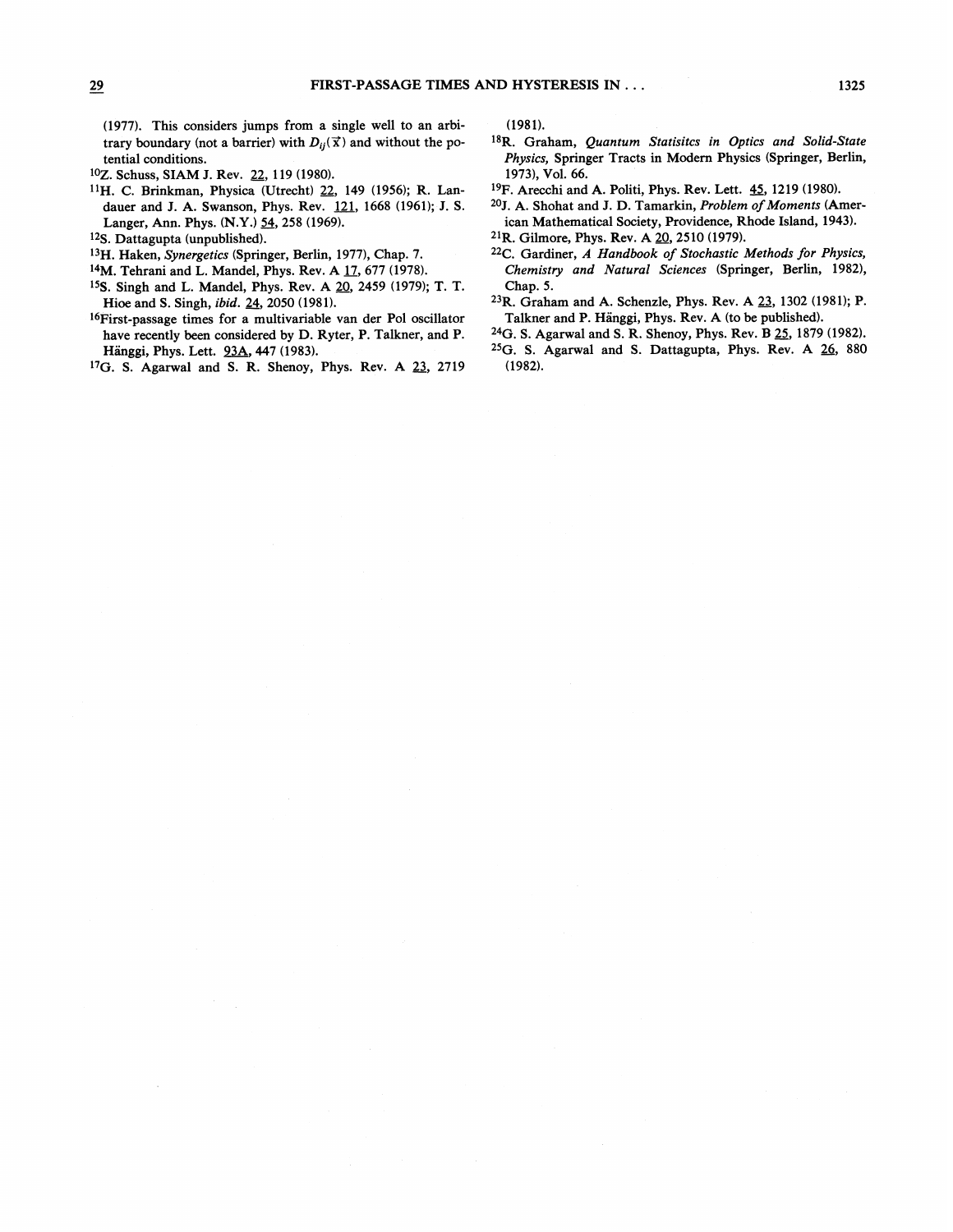(1977). This considers jumps from a single well to an arbitrary boundary (not a barrier) with $D_{ij}(\vec{x})$ and without the potential conditions.

[10] Z. Schuss, SIAM J. Rev. 22, 119 (1980).

[11] H. C. Brinkman, Physica (Utrecht) 22, 149 (1956); R. Landauer and J. A. Swanson, Phys. Rev. 121, 1668 (1961); J. S. Langer, Ann. Phys. (N.Y.) 54, 258 (1969).

[12] S. Dattagupta (unpublished).

[13] H. Haken, *Synergetics* (Springer, Berlin, 1977), Chap. 7.

[14] M. Tehrani and L. Mandel, Phys. Rev. A 17, 677 (1978).

[15] S. Singh and L. Mandel, Phys. Rev. A 20, 2459 (1979); T. T. Hioe and S. Singh, *ibid.* 24, 2050 (1981).

[16] First-passage times for a multivariable van der Pol oscillator have recently been considered by D. Ryter, P. Talkner, and P. Hänggi, Phys. Lett. 93A, 447 (1983).

[17] G. S. Agarwal and S. R. Shenoy, Phys. Rev. A 23, 2719 (1981).

[18] R. Graham, *Quantum Statisitcs in Optics and Solid-State Physics*, Springer Tracts in Modern Physics (Springer, Berlin, 1973), Vol. 66.

[19] F. Arecchi and A. Politi, Phys. Rev. Lett. 45, 1219 (1980).

[20] J. A. Shohat and J. D. Tamarkin, *Problem of Moments* (American Mathematical Society, Providence, Rhode Island, 1943).

[21] R. Gilmore, Phys. Rev. A 20, 2510 (1979).

[22] C. Gardiner, *A Handbook of Stochastic Methods for Physics, Chemistry and Natural Sciences* (Springer, Berlin, 1982), Chap. 5.

[23] R. Graham and A. Schenzle, Phys. Rev. A 23, 1302 (1981); P. Talkner and P. Hänggi, Phys. Rev. A (to be published).

[24] G. S. Agarwal and S. R. Shenoy, Phys. Rev. B 25, 1879 (1982).

[25] G. S. Agarwal and S. Dattagupta, Phys. Rev. A 26, 880 (1982).